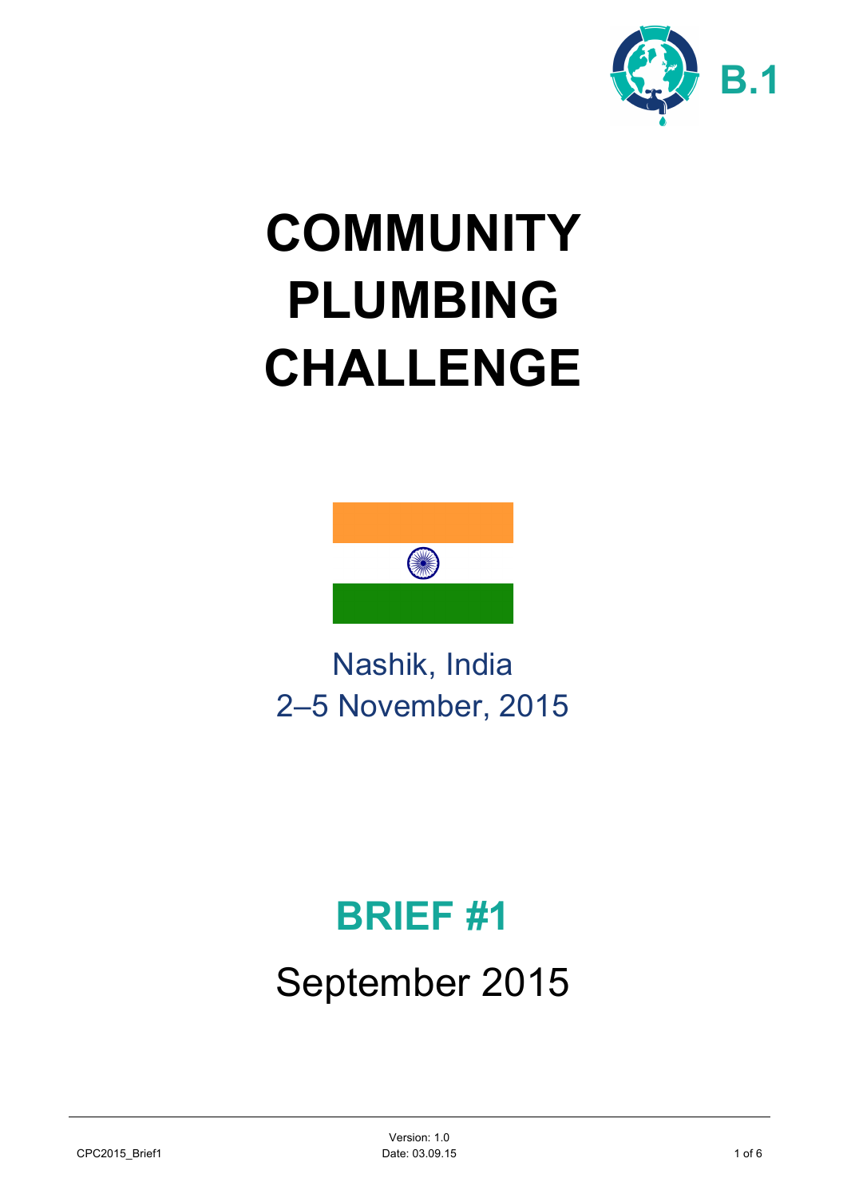B.1

# COMMUNITY PLUMBING CHALLENGE

Nashik, India
2–5 November, 2015

## BRIEF #1

September 2015

CPC2015_Brief1

Version: 1.0
Date: 03.09.15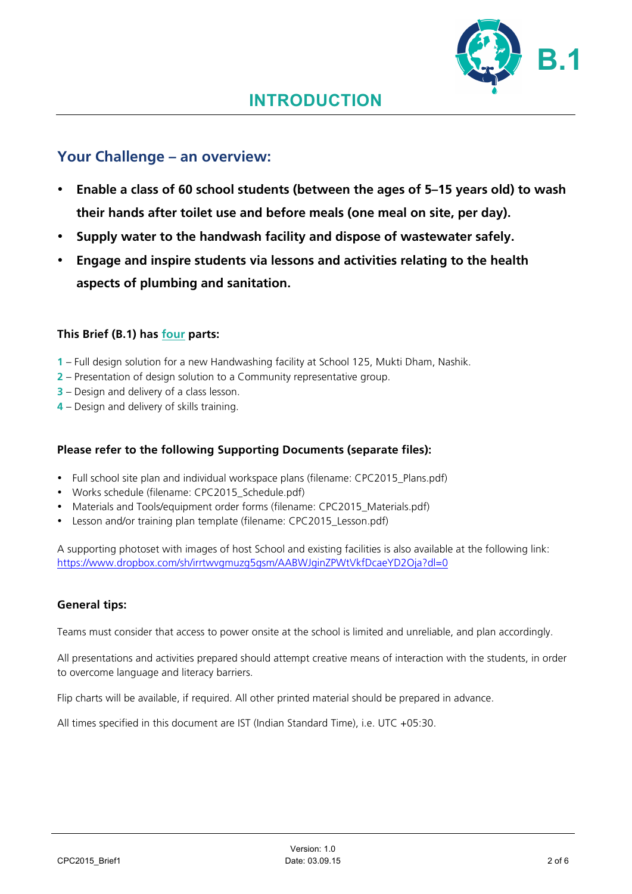B.1

# INTRODUCTION

## Your Challenge – an overview:

- **Enable a class of 60 school students (between the ages of 5–15 years old) to wash their hands after toilet use and before meals (one meal on site, per day).**
- **Supply water to the handwash facility and dispose of wastewater safely.**
- **Engage and inspire students via lessons and activities relating to the health aspects of plumbing and sanitation.**

### This Brief (B.1) has four parts:

**1** – Full design solution for a new Handwashing facility at School 125, Mukti Dham, Nashik.
**2** – Presentation of design solution to a Community representative group.
**3** – Design and delivery of a class lesson.
**4** – Design and delivery of skills training.

### Please refer to the following Supporting Documents (separate files):

- Full school site plan and individual workspace plans (filename: CPC2015_Plans.pdf)
- Works schedule (filename: CPC2015_Schedule.pdf)
- Materials and Tools/equipment order forms (filename: CPC2015_Materials.pdf)
- Lesson and/or training plan template (filename: CPC2015_Lesson.pdf)

A supporting photoset with images of host School and existing facilities is also available at the following link: https://www.dropbox.com/sh/irrtwvgmuzg5gsm/AABWJginZPWtVkfDcaeYD2Oja?dl=0

### General tips:

Teams must consider that access to power onsite at the school is limited and unreliable, and plan accordingly.

All presentations and activities prepared should attempt creative means of interaction with the students, in order to overcome language and literacy barriers.

Flip charts will be available, if required. All other printed material should be prepared in advance.

All times specified in this document are IST (Indian Standard Time), i.e. UTC +05:30.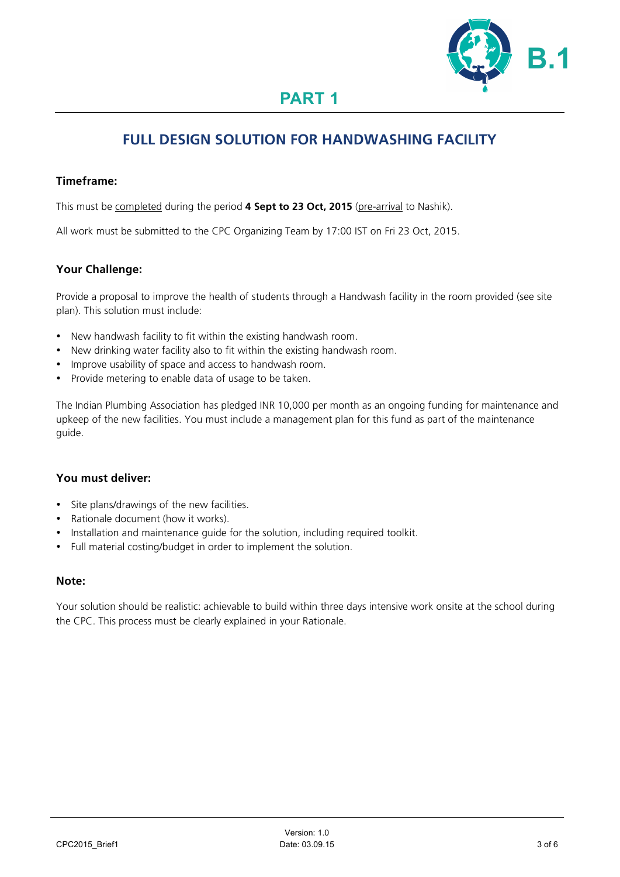# PART 1

## FULL DESIGN SOLUTION FOR HANDWASHING FACILITY

### Timeframe:

This must be completed during the period **4 Sept to 23 Oct, 2015** (pre-arrival to Nashik).

All work must be submitted to the CPC Organizing Team by 17:00 IST on Fri 23 Oct, 2015.

### Your Challenge:

Provide a proposal to improve the health of students through a Handwash facility in the room provided (see site plan). This solution must include:

- New handwash facility to fit within the existing handwash room.
- New drinking water facility also to fit within the existing handwash room.
- Improve usability of space and access to handwash room.
- Provide metering to enable data of usage to be taken.

The Indian Plumbing Association has pledged INR 10,000 per month as an ongoing funding for maintenance and upkeep of the new facilities. You must include a management plan for this fund as part of the maintenance guide.

### You must deliver:

- Site plans/drawings of the new facilities.
- Rationale document (how it works).
- Installation and maintenance guide for the solution, including required toolkit.
- Full material costing/budget in order to implement the solution.

### Note:

Your solution should be realistic: achievable to build within three days intensive work onsite at the school during the CPC. This process must be clearly explained in your Rationale.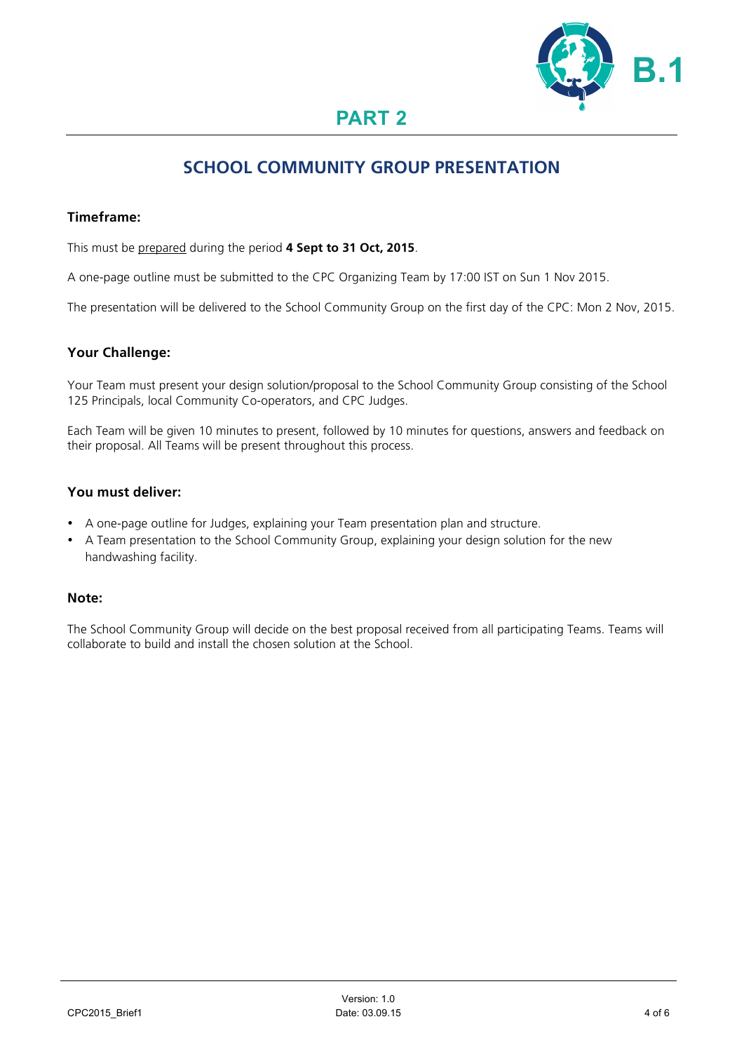# PART 2

## SCHOOL COMMUNITY GROUP PRESENTATION

### Timeframe:

This must be prepared during the period **4 Sept to 31 Oct, 2015**.

A one-page outline must be submitted to the CPC Organizing Team by 17:00 IST on Sun 1 Nov 2015.

The presentation will be delivered to the School Community Group on the first day of the CPC: Mon 2 Nov, 2015.

### Your Challenge:

Your Team must present your design solution/proposal to the School Community Group consisting of the School 125 Principals, local Community Co-operators, and CPC Judges.

Each Team will be given 10 minutes to present, followed by 10 minutes for questions, answers and feedback on their proposal. All Teams will be present throughout this process.

### You must deliver:

- A one-page outline for Judges, explaining your Team presentation plan and structure.
- A Team presentation to the School Community Group, explaining your design solution for the new handwashing facility.

### Note:

The School Community Group will decide on the best proposal received from all participating Teams. Teams will collaborate to build and install the chosen solution at the School.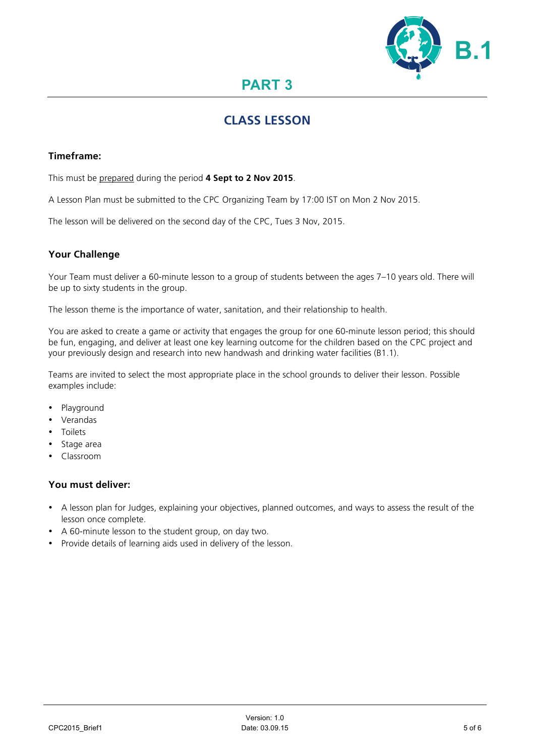# PART 3

## CLASS LESSON

### Timeframe:

This must be prepared during the period **4 Sept to 2 Nov 2015**.

A Lesson Plan must be submitted to the CPC Organizing Team by 17:00 IST on Mon 2 Nov 2015.

The lesson will be delivered on the second day of the CPC, Tues 3 Nov, 2015.

### Your Challenge

Your Team must deliver a 60-minute lesson to a group of students between the ages 7–10 years old. There will be up to sixty students in the group.

The lesson theme is the importance of water, sanitation, and their relationship to health.

You are asked to create a game or activity that engages the group for one 60-minute lesson period; this should be fun, engaging, and deliver at least one key learning outcome for the children based on the CPC project and your previously design and research into new handwash and drinking water facilities (B1.1).

Teams are invited to select the most appropriate place in the school grounds to deliver their lesson. Possible examples include:

- Playground
- Verandas
- Toilets
- Stage area
- Classroom

### You must deliver:

- A lesson plan for Judges, explaining your objectives, planned outcomes, and ways to assess the result of the lesson once complete.
- A 60-minute lesson to the student group, on day two.
- Provide details of learning aids used in delivery of the lesson.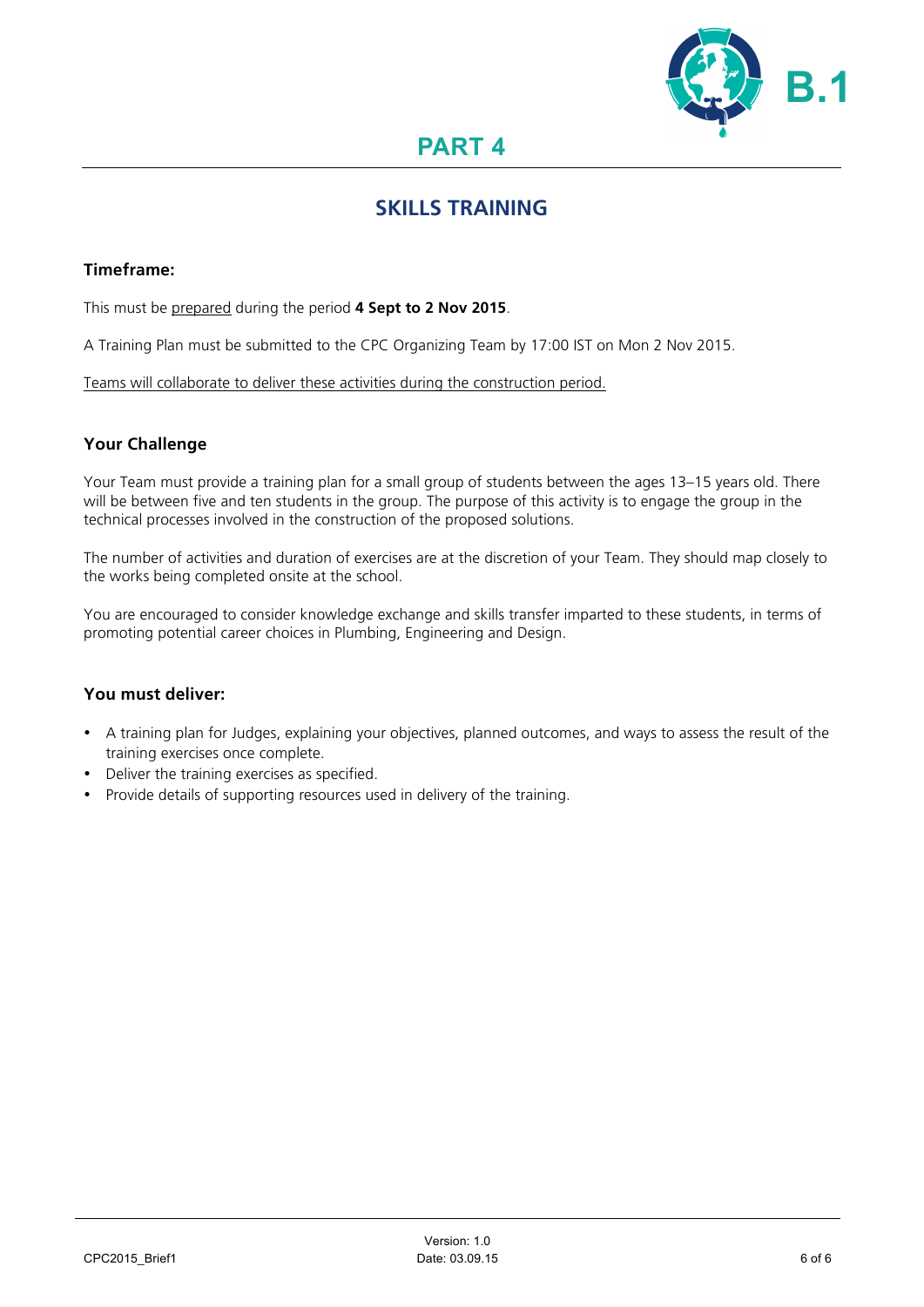# PART 4

## SKILLS TRAINING

### Timeframe:

This must be prepared during the period **4 Sept to 2 Nov 2015**.

A Training Plan must be submitted to the CPC Organizing Team by 17:00 IST on Mon 2 Nov 2015.

Teams will collaborate to deliver these activities during the construction period.

### Your Challenge

Your Team must provide a training plan for a small group of students between the ages 13–15 years old. There will be between five and ten students in the group. The purpose of this activity is to engage the group in the technical processes involved in the construction of the proposed solutions.

The number of activities and duration of exercises are at the discretion of your Team. They should map closely to the works being completed onsite at the school.

You are encouraged to consider knowledge exchange and skills transfer imparted to these students, in terms of promoting potential career choices in Plumbing, Engineering and Design.

### You must deliver:

- A training plan for Judges, explaining your objectives, planned outcomes, and ways to assess the result of the training exercises once complete.
- Deliver the training exercises as specified.
- Provide details of supporting resources used in delivery of the training.